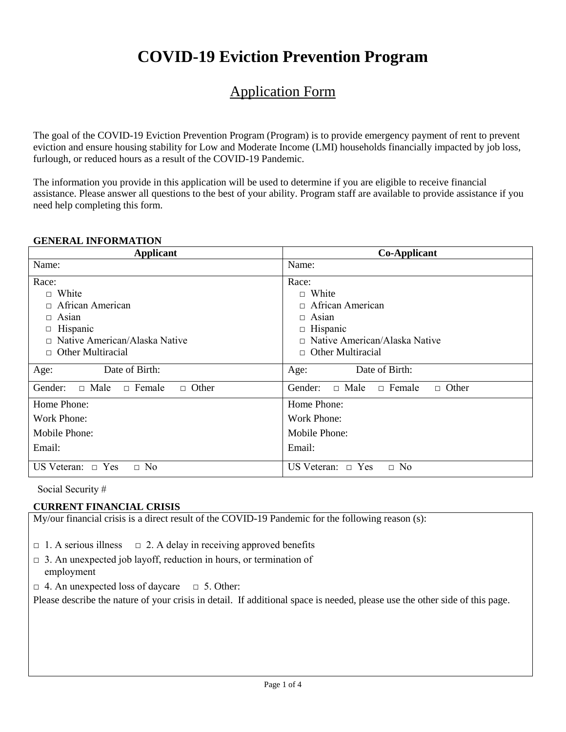# COVID-19 Eviction Prevention Program

## Application Form

The goal of the COVID-19 Eviction Prevention Program (Program) is to provide emergency payment of rent to prevent eviction and ensure housing stability for Low and Moderate Income (LMI) households financially impacted by job loss, furlough, or reduced hours as a result of the COVID-19 Pandemic.

The information you provide in this application will be used to determine if you are eligible to receive financial assistance. Please answer all questions to the best of your ability. Program staff are available to provide assistance if you need help completing this form.

### GENERAL INFORMATION

| Applicant | Co-Applicant |
|---|---|
| Name: | Name: |
| Race:<br>□ White<br>□ African American<br>□ Asian<br>□ Hispanic<br>□ Native American/Alaska Native<br>□ Other Multiracial | Race:<br>□ White<br>□ African American<br>□ Asian<br>□ Hispanic<br>□ Native American/Alaska Native<br>□ Other Multiracial |
| Age: Date of Birth: | Age: Date of Birth: |
| Gender: □ Male □ Female □ Other | Gender: □ Male □ Female □ Other |
| Home Phone:<br>Work Phone:<br>Mobile Phone:<br>Email: | Home Phone:<br>Work Phone:<br>Mobile Phone:<br>Email: |
| US Veteran: □ Yes □ No | US Veteran: □ Yes □ No |

Social Security #

### CURRENT FINANCIAL CRISIS

My/our financial crisis is a direct result of the COVID-19 Pandemic for the following reason (s):

□ 1. A serious illness □ 2. A delay in receiving approved benefits

□ 3. An unexpected job layoff, reduction in hours, or termination of employment

□ 4. An unexpected loss of daycare □ 5. Other:

Please describe the nature of your crisis in detail. If additional space is needed, please use the other side of this page.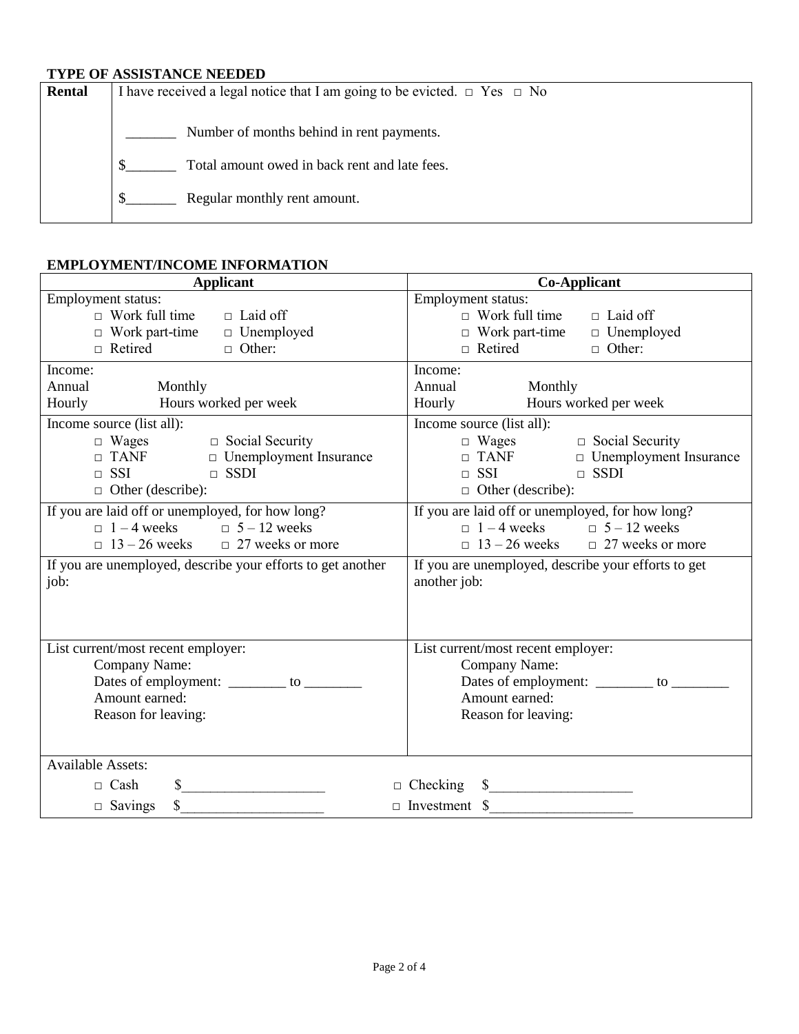**TYPE OF ASSISTANCE NEEDED**

| | |
|---|---|
| **Rental** | I have received a legal notice that I am going to be evicted. □ Yes □ No<br><br>_______ Number of months behind in rent payments.<br><br>$_______ Total amount owed in back rent and late fees.<br><br>$_______ Regular monthly rent amount. |

**EMPLOYMENT/INCOME INFORMATION**

| Applicant | Co-Applicant |
|---|---|
| Employment status:<br>□ Work full time □ Laid off<br>□ Work part-time □ Unemployed<br>□ Retired □ Other: | Employment status:<br>□ Work full time □ Laid off<br>□ Work part-time □ Unemployed<br>□ Retired □ Other: |
| Income:<br>Annual Monthly<br>Hourly Hours worked per week | Income:<br>Annual Monthly<br>Hourly Hours worked per week |
| Income source (list all):<br>□ Wages □ Social Security<br>□ TANF □ Unemployment Insurance<br>□ SSI □ SSDI<br>□ Other (describe): | Income source (list all):<br>□ Wages □ Social Security<br>□ TANF □ Unemployment Insurance<br>□ SSI □ SSDI<br>□ Other (describe): |
| If you are laid off or unemployed, for how long?<br>□ 1 – 4 weeks □ 5 – 12 weeks<br>□ 13 – 26 weeks □ 27 weeks or more | If you are laid off or unemployed, for how long?<br>□ 1 – 4 weeks □ 5 – 12 weeks<br>□ 13 – 26 weeks □ 27 weeks or more |
| If you are unemployed, describe your efforts to get another job: | If you are unemployed, describe your efforts to get another job: |
| List current/most recent employer:<br>Company Name:<br>Dates of employment: ________ to ________<br>Amount earned:<br>Reason for leaving: | List current/most recent employer:<br>Company Name:<br>Dates of employment: ________ to ________<br>Amount earned:<br>Reason for leaving: |
| Available Assets:<br>□ Cash $____________________<br>□ Savings $____________________ | □ Checking $____________________<br>□ Investment $____________________ |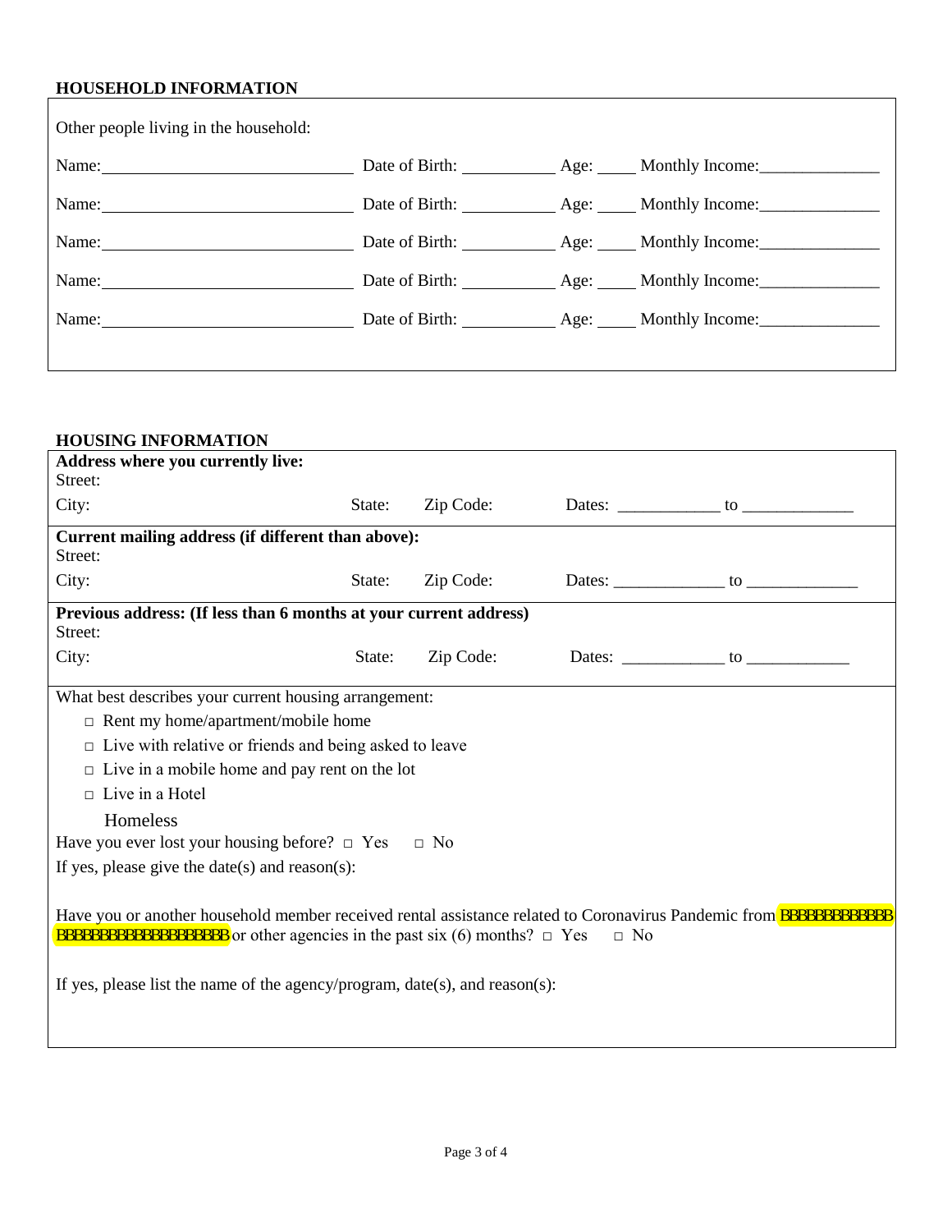## HOUSEHOLD INFORMATION

Other people living in the household:

Name: ______________________________ Date of Birth: ___________ Age: _____ Monthly Income: ______________

Name: ______________________________ Date of Birth: ___________ Age: _____ Monthly Income: ______________

Name: ______________________________ Date of Birth: ___________ Age: _____ Monthly Income: ______________

Name: ______________________________ Date of Birth: ___________ Age: _____ Monthly Income: ______________

Name: ______________________________ Date of Birth: ___________ Age: _____ Monthly Income: ______________

## HOUSING INFORMATION

**Address where you currently live:**

Street:

City: State: Zip Code: Dates: ____________ to _____________

**Current mailing address (if different than above):**

Street:

City: State: Zip Code: Dates: _____________ to _____________

**Previous address: (If less than 6 months at your current address)**

Street:

City: State: Zip Code: Dates: ____________ to ____________

What best describes your current housing arrangement:

- □ Rent my home/apartment/mobile home
- □ Live with relative or friends and being asked to leave
- □ Live in a mobile home and pay rent on the lot
- □ Live in a Hotel
- Homeless

Have you ever lost your housing before? □ Yes □ No

If yes, please give the date(s) and reason(s):

Have you or another household member received rental assistance related to Coronavirus Pandemic from BBBBBBBBBBBBBBBBBBBBBBBBBBBBBBB or other agencies in the past six (6) months? □ Yes □ No

If yes, please list the name of the agency/program, date(s), and reason(s):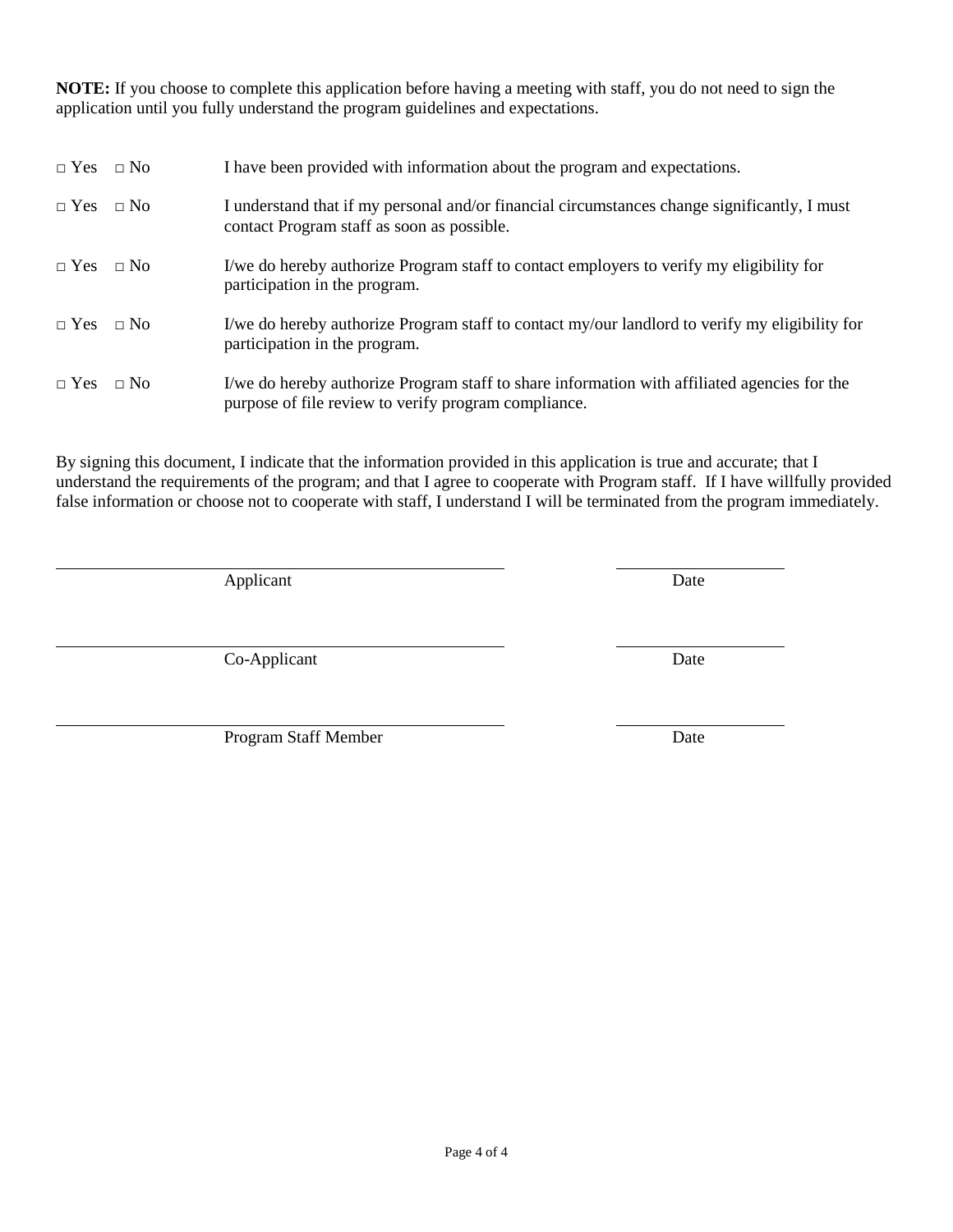**NOTE:** If you choose to complete this application before having a meeting with staff, you do not need to sign the application until you fully understand the program guidelines and expectations.

| | |
|---|---|
| □ Yes □ No | I have been provided with information about the program and expectations. |
| □ Yes □ No | I understand that if my personal and/or financial circumstances change significantly, I must contact Program staff as soon as possible. |
| □ Yes □ No | I/we do hereby authorize Program staff to contact employers to verify my eligibility for participation in the program. |
| □ Yes □ No | I/we do hereby authorize Program staff to contact my/our landlord to verify my eligibility for participation in the program. |
| □ Yes □ No | I/we do hereby authorize Program staff to share information with affiliated agencies for the purpose of file review to verify program compliance. |

By signing this document, I indicate that the information provided in this application is true and accurate; that I understand the requirements of the program; and that I agree to cooperate with Program staff. If I have willfully provided false information or choose not to cooperate with staff, I understand I will be terminated from the program immediately.

______________________________________ ______________
Applicant Date

______________________________________ ______________
Co-Applicant Date

______________________________________ ______________
Program Staff Member Date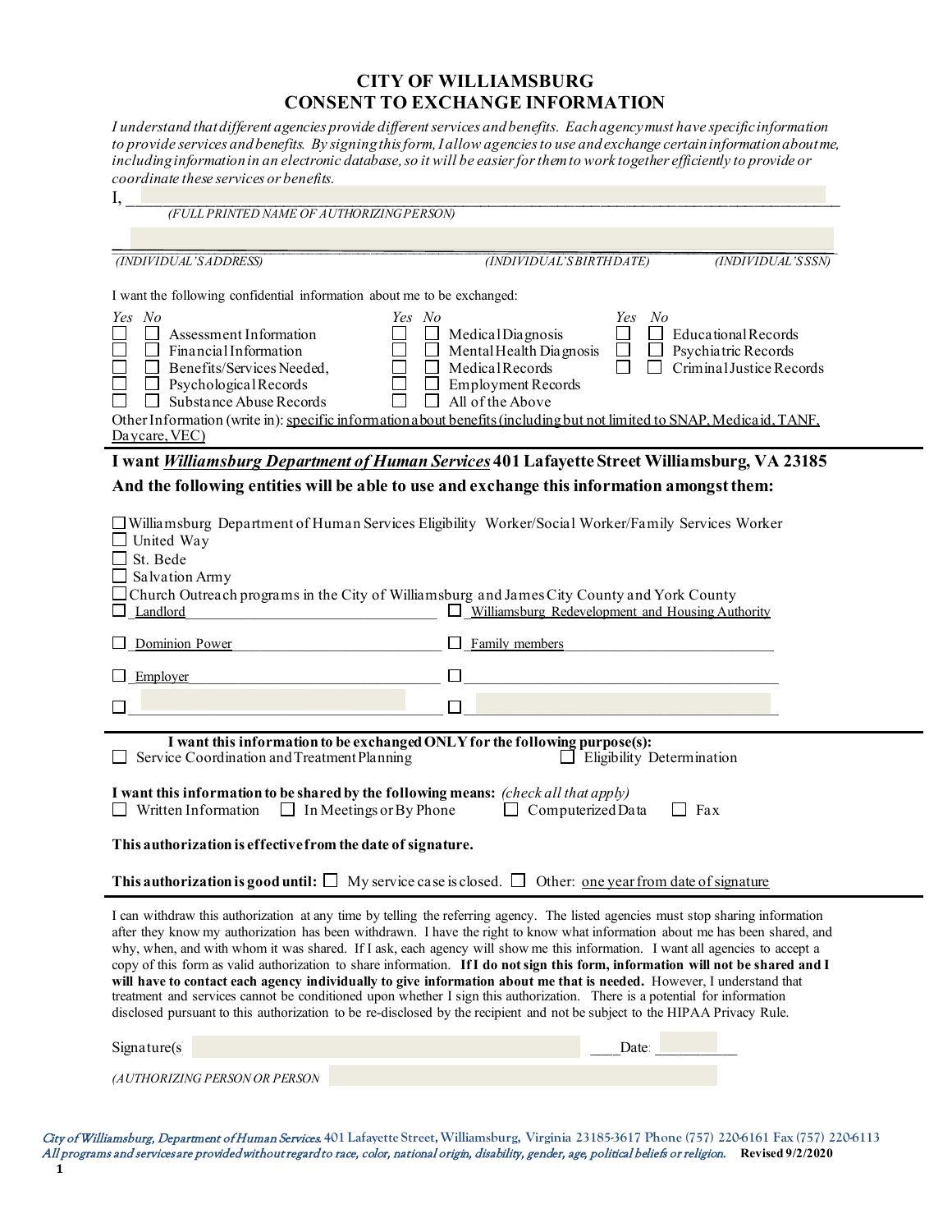# CITY OF WILLIAMSBURG
## CONSENT TO EXCHANGE INFORMATION

*I understand that different agencies provide different services and benefits. Each agency must have specific information to provide services and benefits. By signing this form, I allow agencies to use and exchange certain information about me, including information in an electronic database, so it will be easier for them to work together efficiently to provide or coordinate these services or benefits.*

I, ______________________________________________________________

*(FULL PRINTED NAME OF AUTHORIZING PERSON)*

______________________________________________________________

*(INDIVIDUAL'S ADDRESS)* *(INDIVIDUAL'S BIRTHDATE)* *(INDIVIDUAL'S SSN)*

I want the following confidential information about me to be exchanged:

| Yes | No | | Yes | No | | Yes | No | |
|---|---|---|---|---|---|---|---|---|
| ☐ | ☐ | Assessment Information | ☐ | ☐ | Medical Diagnosis | ☐ | ☐ | Educational Records |
| ☐ | ☐ | Financial Information | ☐ | ☐ | Mental Health Diagnosis | ☐ | ☐ | Psychiatric Records |
| ☐ | ☐ | Benefits/Services Needed, | ☐ | ☐ | Medical Records | ☐ | ☐ | Criminal Justice Records |
| ☐ | ☐ | Psychological Records | ☐ | ☐ | Employment Records | | | |
| ☐ | ☐ | Substance Abuse Records | ☐ | ☐ | All of the Above | | | |

Other Information (write in): specific information about benefits (including but not limited to SNAP, Medicaid, TANF, Daycare, VEC)

**I want *Williamsburg Department of Human Services* 401 Lafayette Street Williamsburg, VA 23185**

**And the following entities will be able to use and exchange this information amongst them:**

☐ Williamsburg Department of Human Services Eligibility Worker/Social Worker/Family Services Worker
☐ United Way
☐ St. Bede
☐ Salvation Army
☐ Church Outreach programs in the City of Williamsburg and James City County and York County
☐ Landlord ________________ ☐ Williamsburg Redevelopment and Housing Authority
☐ Dominion Power ________________ ☐ Family members ________________
☐ Employer ________________ ☐ ________________
☐ ________________ ☐ ________________

**I want this information to be exchanged ONLY for the following purpose(s):**

☐ Service Coordination and Treatment Planning ☐ Eligibility Determination

**I want this information to be shared by the following means:** *(check all that apply)*

☐ Written Information ☐ In Meetings or By Phone ☐ Computerized Data ☐ Fax

**This authorization is effective from the date of signature.**

**This authorization is good until:** ☐ My service case is closed. ☐ Other: one year from date of signature

I can withdraw this authorization at any time by telling the referring agency. The listed agencies must stop sharing information after they know my authorization has been withdrawn. I have the right to know what information about me has been shared, and why, when, and with whom it was shared. If I ask, each agency will show me this information. I want all agencies to accept a copy of this form as valid authorization to share information. **If I do not sign this form, information will not be shared and I will have to contact each agency individually to give information about me that is needed.** However, I understand that treatment and services cannot be conditioned upon whether I sign this authorization. There is a potential for information disclosed pursuant to this authorization to be re-disclosed by the recipient and not be subject to the HIPAA Privacy Rule.

Signature(s ________________________________ Date: ___________

*(AUTHORIZING PERSON OR PERSON*

*City of Williamsburg, Department of Human Services.* 401 Lafayette Street, Williamsburg, Virginia 23185-3617 Phone (757) 220-6161 Fax (757) 220-6113
*All programs and services are provided without regard to race, color, national origin, disability, gender, age, political beliefs or religion.* **Revised 9/2/2020**